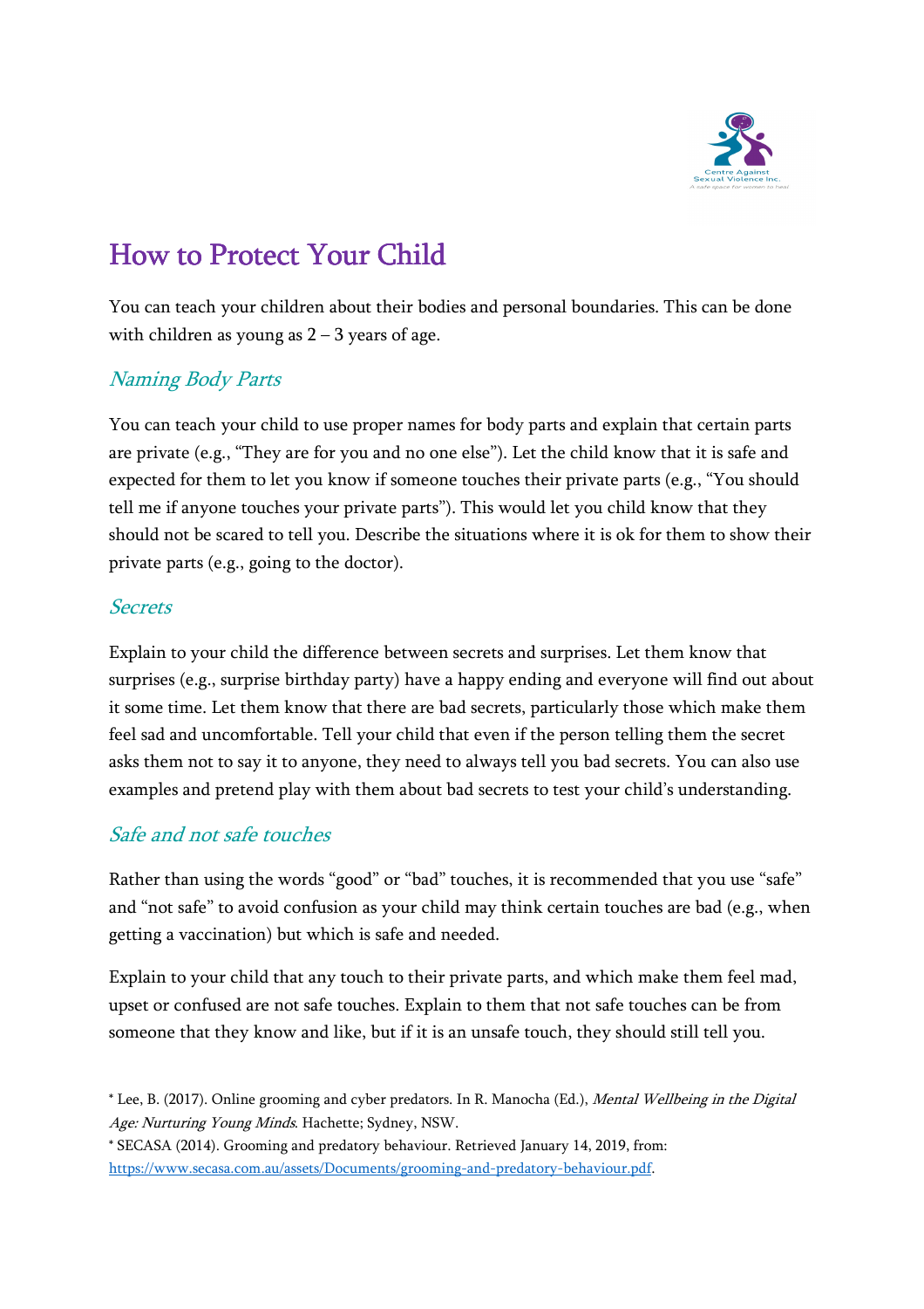# How to Protect Your Child

You can teach your children about their bodies and personal boundaries. This can be done with children as young as 2 – 3 years of age.

## *Naming Body Parts*

You can teach your child to use proper names for body parts and explain that certain parts are private (e.g., "They are for you and no one else"). Let the child know that it is safe and expected for them to let you know if someone touches their private parts (e.g., "You should tell me if anyone touches your private parts"). This would let you child know that they should not be scared to tell you. Describe the situations where it is ok for them to show their private parts (e.g., going to the doctor).

## *Secrets*

Explain to your child the difference between secrets and surprises. Let them know that surprises (e.g., surprise birthday party) have a happy ending and everyone will find out about it some time. Let them know that there are bad secrets, particularly those which make them feel sad and uncomfortable. Tell your child that even if the person telling them the secret asks them not to say it to anyone, they need to always tell you bad secrets. You can also use examples and pretend play with them about bad secrets to test your child's understanding.

## *Safe and not safe touches*

Rather than using the words "good" or "bad" touches, it is recommended that you use "safe" and "not safe" to avoid confusion as your child may think certain touches are bad (e.g., when getting a vaccination) but which is safe and needed.

Explain to your child that any touch to their private parts, and which make them feel mad, upset or confused are not safe touches. Explain to them that not safe touches can be from someone that they know and like, but if it is an unsafe touch, they should still tell you.

* Lee, B. (2017). Online grooming and cyber predators. In R. Manocha (Ed.), *Mental Wellbeing in the Digital Age: Nurturing Young Minds*. Hachette; Sydney, NSW.

* SECASA (2014). Grooming and predatory behaviour. Retrieved January 14, 2019, from: https://www.secasa.com.au/assets/Documents/grooming-and-predatory-behaviour.pdf.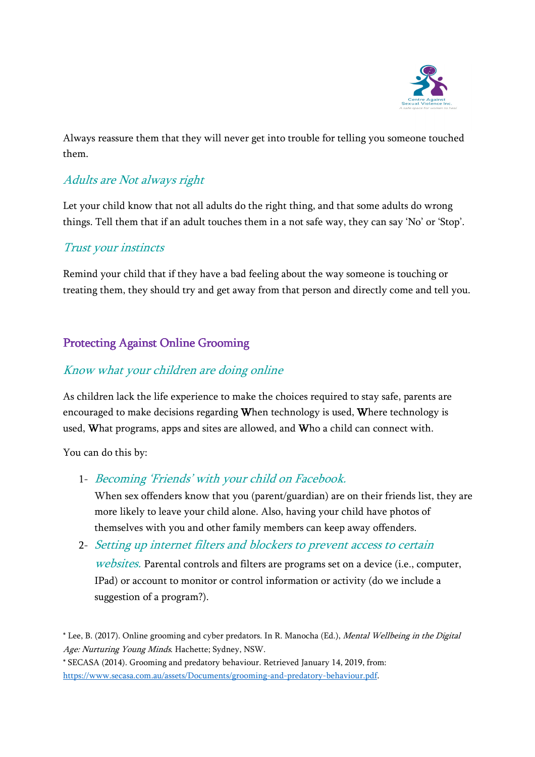Always reassure them that they will never get into trouble for telling you someone touched them.

### *Adults are Not always right*

Let your child know that not all adults do the right thing, and that some adults do wrong things. Tell them that if an adult touches them in a not safe way, they can say 'No' or 'Stop'.

### *Trust your instincts*

Remind your child that if they have a bad feeling about the way someone is touching or treating them, they should try and get away from that person and directly come and tell you.

## Protecting Against Online Grooming

### *Know what your children are doing online*

As children lack the life experience to make the choices required to stay safe, parents are encouraged to make decisions regarding **W**hen technology is used, **W**here technology is used, **W**hat programs, apps and sites are allowed, and **W**ho a child can connect with.

You can do this by:

1- *Becoming 'Friends' with your child on Facebook.*
   When sex offenders know that you (parent/guardian) are on their friends list, they are more likely to leave your child alone. Also, having your child have photos of themselves with you and other family members can keep away offenders.

2- *Setting up internet filters and blockers to prevent access to certain websites.* Parental controls and filters are programs set on a device (i.e., computer, IPad) or account to monitor or control information or activity (do we include a suggestion of a program?).

---

* Lee, B. (2017). Online grooming and cyber predators. In R. Manocha (Ed.), *Mental Wellbeing in the Digital Age: Nurturing Young Minds*. Hachette; Sydney, NSW.

* SECASA (2014). Grooming and predatory behaviour. Retrieved January 14, 2019, from: https://www.secasa.com.au/assets/Documents/grooming-and-predatory-behaviour.pdf.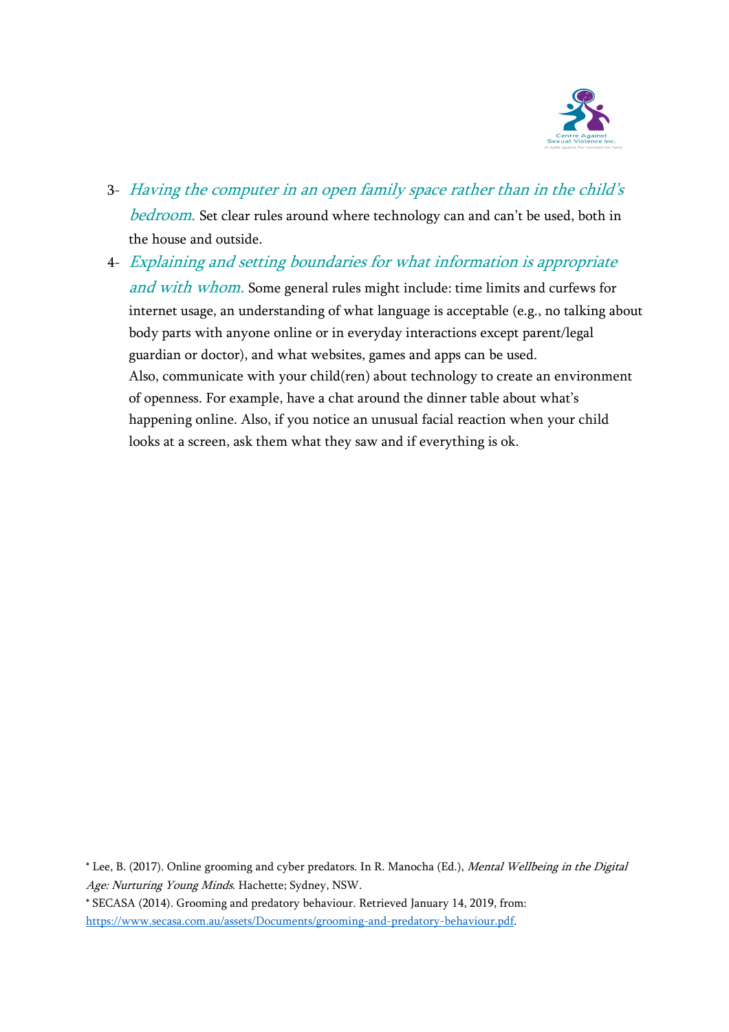3- *Having the computer in an open family space rather than in the child's bedroom.* Set clear rules around where technology can and can't be used, both in the house and outside.

4- *Explaining and setting boundaries for what information is appropriate and with whom.* Some general rules might include: time limits and curfews for internet usage, an understanding of what language is acceptable (e.g., no talking about body parts with anyone online or in everyday interactions except parent/legal guardian or doctor), and what websites, games and apps can be used.
Also, communicate with your child(ren) about technology to create an environment of openness. For example, have a chat around the dinner table about what's happening online. Also, if you notice an unusual facial reaction when your child looks at a screen, ask them what they saw and if everything is ok.

* Lee, B. (2017). Online grooming and cyber predators. In R. Manocha (Ed.), *Mental Wellbeing in the Digital Age: Nurturing Young Minds*. Hachette; Sydney, NSW.

* SECASA (2014). Grooming and predatory behaviour. Retrieved January 14, 2019, from: https://www.secasa.com.au/assets/Documents/grooming-and-predatory-behaviour.pdf.